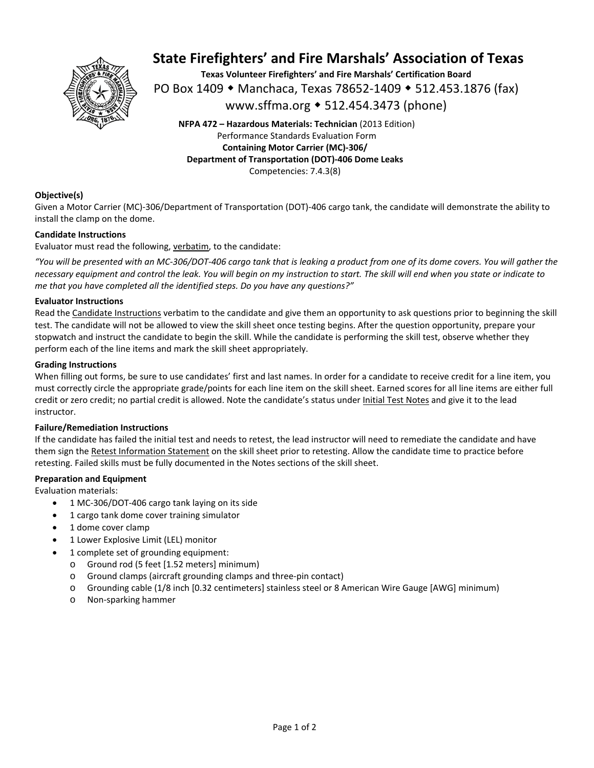# State Firefighters' and Fire Marshals' Association of Texas

**Texas Volunteer Firefighters' and Fire Marshals' Certification Board**

PO Box 1409 ◆ Manchaca, Texas 78652-1409 ◆ 512.453.1876 (fax)

www.sffma.org ◆ 512.454.3473 (phone)

**NFPA 472 – Hazardous Materials: Technician** (2013 Edition)
Performance Standards Evaluation Form
**Containing Motor Carrier (MC)-306/**
**Department of Transportation (DOT)-406 Dome Leaks**
Competencies: 7.4.3(8)

**Objective(s)**

Given a Motor Carrier (MC)-306/Department of Transportation (DOT)-406 cargo tank, the candidate will demonstrate the ability to install the clamp on the dome.

**Candidate Instructions**

Evaluator must read the following, verbatim, to the candidate:

*"You will be presented with an MC-306/DOT-406 cargo tank that is leaking a product from one of its dome covers. You will gather the necessary equipment and control the leak. You will begin on my instruction to start. The skill will end when you state or indicate to me that you have completed all the identified steps. Do you have any questions?"*

**Evaluator Instructions**

Read the Candidate Instructions verbatim to the candidate and give them an opportunity to ask questions prior to beginning the skill test. The candidate will not be allowed to view the skill sheet once testing begins. After the question opportunity, prepare your stopwatch and instruct the candidate to begin the skill. While the candidate is performing the skill test, observe whether they perform each of the line items and mark the skill sheet appropriately.

**Grading Instructions**

When filling out forms, be sure to use candidates' first and last names. In order for a candidate to receive credit for a line item, you must correctly circle the appropriate grade/points for each line item on the skill sheet. Earned scores for all line items are either full credit or zero credit; no partial credit is allowed. Note the candidate's status under Initial Test Notes and give it to the lead instructor.

**Failure/Remediation Instructions**

If the candidate has failed the initial test and needs to retest, the lead instructor will need to remediate the candidate and have them sign the Retest Information Statement on the skill sheet prior to retesting. Allow the candidate time to practice before retesting. Failed skills must be fully documented in the Notes sections of the skill sheet.

**Preparation and Equipment**

Evaluation materials:

- 1 MC-306/DOT-406 cargo tank laying on its side
- 1 cargo tank dome cover training simulator
- 1 dome cover clamp
- 1 Lower Explosive Limit (LEL) monitor
- 1 complete set of grounding equipment:
  - Ground rod (5 feet [1.52 meters] minimum)
  - Ground clamps (aircraft grounding clamps and three-pin contact)
  - Grounding cable (1/8 inch [0.32 centimeters] stainless steel or 8 American Wire Gauge [AWG] minimum)
  - Non-sparking hammer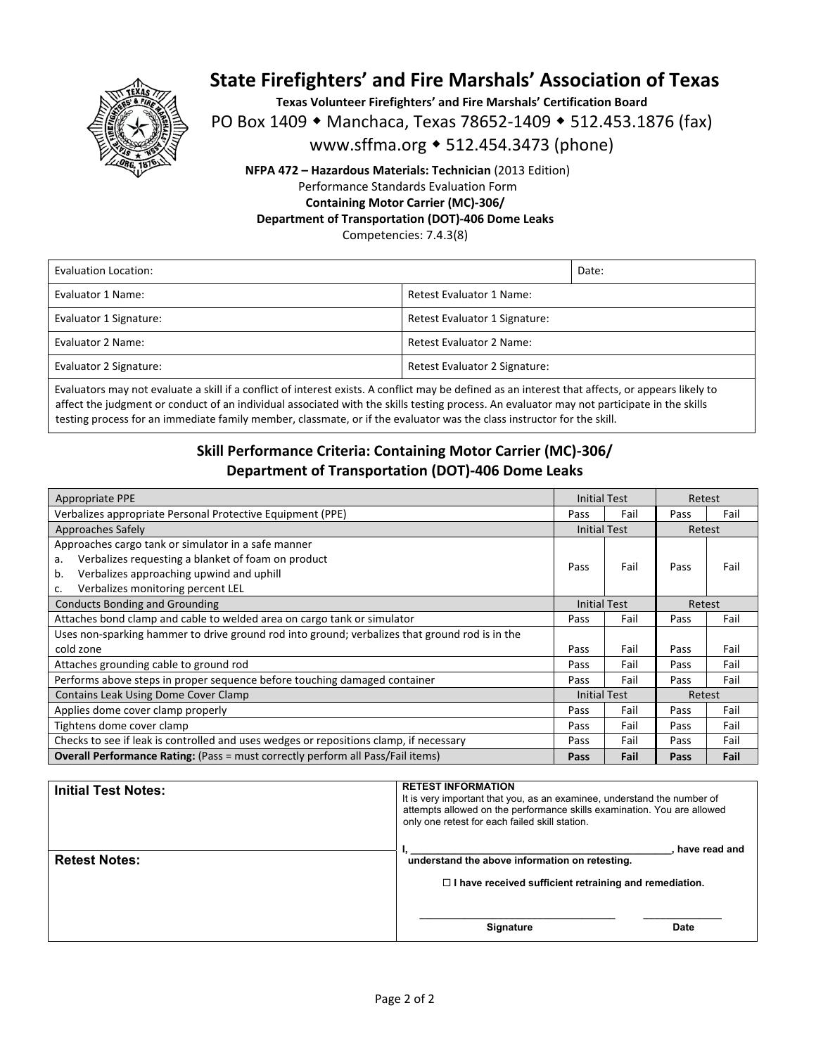# State Firefighters' and Fire Marshals' Association of Texas

**Texas Volunteer Firefighters' and Fire Marshals' Certification Board**

PO Box 1409 ◆ Manchaca, Texas 78652-1409 ◆ 512.453.1876 (fax)

www.sffma.org ◆ 512.454.3473 (phone)

**NFPA 472 – Hazardous Materials: Technician** (2013 Edition)
Performance Standards Evaluation Form
**Containing Motor Carrier (MC)-306/**
**Department of Transportation (DOT)-406 Dome Leaks**
Competencies: 7.4.3(8)

| | |
|---|---|
| Evaluation Location: | Date: |
| Evaluator 1 Name: | Retest Evaluator 1 Name: |
| Evaluator 1 Signature: | Retest Evaluator 1 Signature: |
| Evaluator 2 Name: | Retest Evaluator 2 Name: |
| Evaluator 2 Signature: | Retest Evaluator 2 Signature: |

Evaluators may not evaluate a skill if a conflict of interest exists. A conflict may be defined as an interest that affects, or appears likely to affect the judgment or conduct of an individual associated with the skills testing process. An evaluator may not participate in the skills testing process for an immediate family member, classmate, or if the evaluator was the class instructor for the skill.

## Skill Performance Criteria: Containing Motor Carrier (MC)-306/ Department of Transportation (DOT)-406 Dome Leaks

| Appropriate PPE | Initial Test | | Retest | |
|---|---|---|---|---|
| Verbalizes appropriate Personal Protective Equipment (PPE) | Pass | Fail | Pass | Fail |
| **Approaches Safely** | **Initial Test** | | **Retest** | |
| Approaches cargo tank or simulator in a safe manner<br>a. Verbalizes requesting a blanket of foam on product<br>b. Verbalizes approaching upwind and uphill<br>c. Verbalizes monitoring percent LEL | Pass | Fail | Pass | Fail |
| **Conducts Bonding and Grounding** | **Initial Test** | | **Retest** | |
| Attaches bond clamp and cable to welded area on cargo tank or simulator | Pass | Fail | Pass | Fail |
| Uses non-sparking hammer to drive ground rod into ground; verbalizes that ground rod is in the cold zone | Pass | Fail | Pass | Fail |
| Attaches grounding cable to ground rod | Pass | Fail | Pass | Fail |
| Performs above steps in proper sequence before touching damaged container | Pass | Fail | Pass | Fail |
| **Contains Leak Using Dome Cover Clamp** | **Initial Test** | | **Retest** | |
| Applies dome cover clamp properly | Pass | Fail | Pass | Fail |
| Tightens dome cover clamp | Pass | Fail | Pass | Fail |
| Checks to see if leak is controlled and uses wedges or repositions clamp, if necessary | Pass | Fail | Pass | Fail |
| **Overall Performance Rating:** (Pass = must correctly perform all Pass/Fail items) | **Pass** | **Fail** | **Pass** | **Fail** |

**Initial Test Notes:**

**Retest Notes:**

**RETEST INFORMATION**
It is very important that you, as an examinee, understand the number of attempts allowed on the performance skills examination. You are allowed only one retest for each failed skill station.

**I, \_\_\_\_\_\_\_\_\_\_\_\_\_\_\_\_\_\_\_\_\_\_\_\_\_\_\_\_\_\_\_\_\_\_\_\_, have read and understand the above information on retesting.**

**☐ I have received sufficient retraining and remediation.**

\_\_\_\_\_\_\_\_\_\_\_\_\_\_\_\_\_\_\_\_\_\_\_\_\_\_\_ \_\_\_\_\_\_\_\_\_\_\_\_
**Signature** **Date**